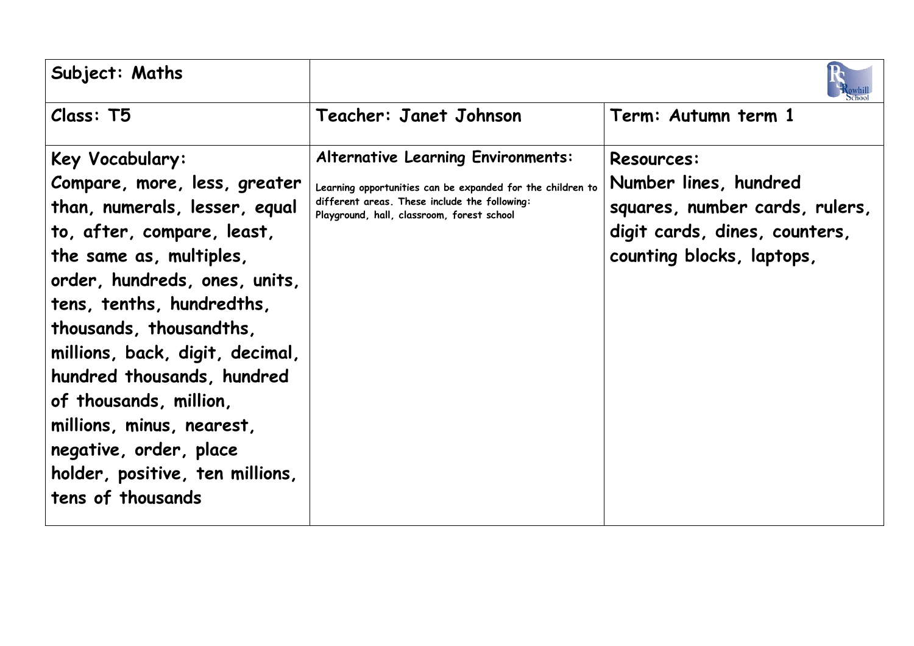| Subject: Maths | | |
|---|---|---|
| Class: T5 | Teacher: Janet Johnson | Term: Autumn term 1 |
| **Key Vocabulary:** Compare, more, less, greater than, numerals, lesser, equal to, after, compare, least, the same as, multiples, order, hundreds, ones, units, tens, tenths, hundredths, thousands, thousandths, millions, back, digit, decimal, hundred thousands, hundred of thousands, million, millions, minus, nearest, negative, order, place holder, positive, ten millions, tens of thousands | **Alternative Learning Environments:** Learning opportunities can be expanded for the children to different areas. These include the following: Playground, hall, classroom, forest school | **Resources:** Number lines, hundred squares, number cards, rulers, digit cards, dines, counters, counting blocks, laptops, |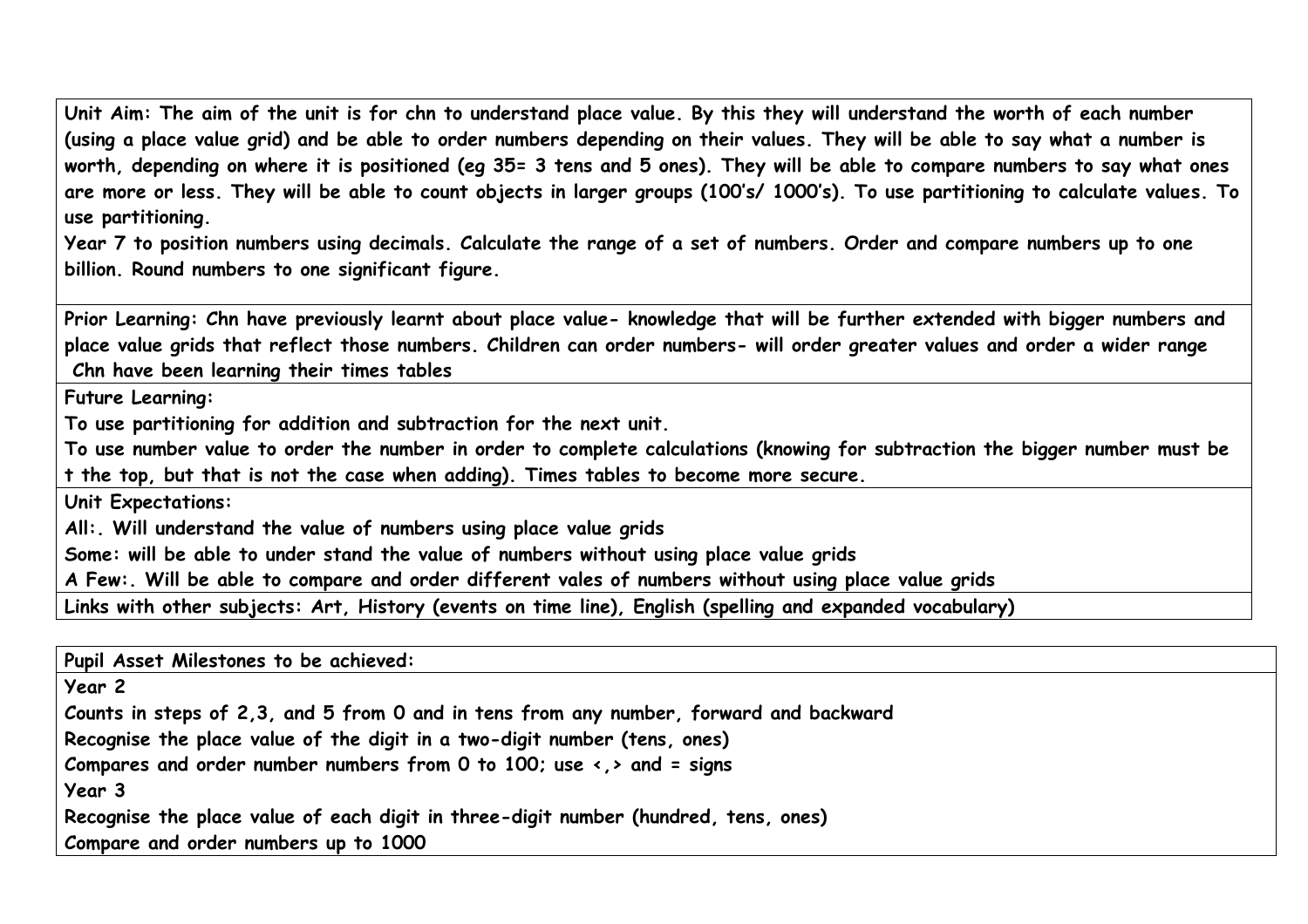**Unit Aim: The aim of the unit is for chn to understand place value. By this they will understand the worth of each number (using a place value grid) and be able to order numbers depending on their values. They will be able to say what a number is worth, depending on where it is positioned (eg 35= 3 tens and 5 ones). They will be able to compare numbers to say what ones are more or less. They will be able to count objects in larger groups (100's/ 1000's). To use partitioning to calculate values. To use partitioning.**

**Year 7 to position numbers using decimals. Calculate the range of a set of numbers. Order and compare numbers up to one billion. Round numbers to one significant figure.**

**Prior Learning: Chn have previously learnt about place value- knowledge that will be further extended with bigger numbers and place value grids that reflect those numbers. Children can order numbers- will order greater values and order a wider range**
**Chn have been learning their times tables**

**Future Learning:**

**To use partitioning for addition and subtraction for the next unit.**

**To use number value to order the number in order to complete calculations (knowing for subtraction the bigger number must be t the top, but that is not the case when adding). Times tables to become more secure.**

**Unit Expectations:**

**All:. Will understand the value of numbers using place value grids**

**Some: will be able to under stand the value of numbers without using place value grids**

**A Few:. Will be able to compare and order different vales of numbers without using place value grids**

**Links with other subjects: Art, History (events on time line), English (spelling and expanded vocabulary)**

**Pupil Asset Milestones to be achieved:**

**Year 2**

**Counts in steps of 2,3, and 5 from 0 and in tens from any number, forward and backward**

**Recognise the place value of the digit in a two-digit number (tens, ones)**

**Compares and order number numbers from 0 to 100; use <,> and = signs**

**Year 3**

**Recognise the place value of each digit in three-digit number (hundred, tens, ones)**

**Compare and order numbers up to 1000**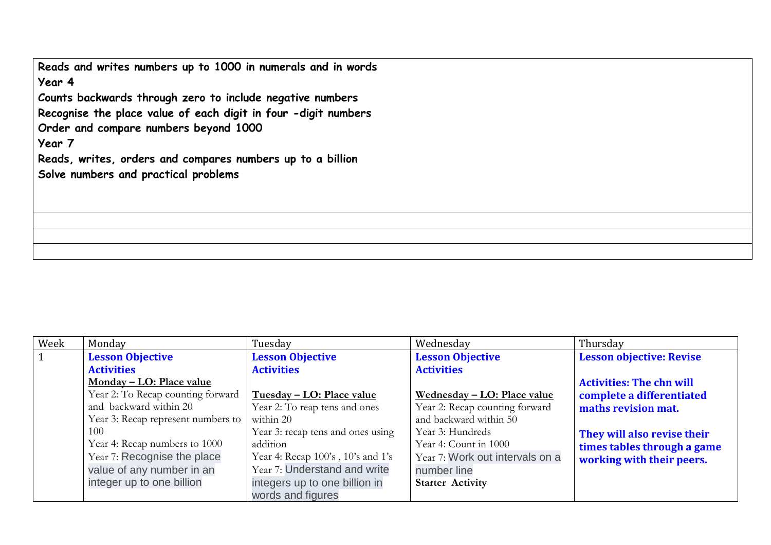| **Reads and writes numbers up to 1000 in numerals and in words**<br>**Year 4**<br>**Counts backwards through zero to include negative numbers**<br>**Recognise the place value of each digit in four -digit numbers**<br>**Order and compare numbers beyond 1000**<br>**Year 7**<br>**Reads, writes, orders and compares numbers up to a billion**<br>**Solve numbers and practical problems** |
|---|
| |
| |
| |

| Week | Monday | Tuesday | Wednesday | Thursday |
|---|---|---|---|---|
| 1 | **Lesson Objective**<br>**Activities**<br>**Monday – LO: Place value**<br>Year 2: To Recap counting forward and backward within 20<br>Year 3: Recap represent numbers to 100<br>Year 4: Recap numbers to 1000<br>Year 7: Recognise the place value of any number in an integer up to one billion | **Lesson Objective**<br>**Activities**<br><br>**Tuesday – LO: Place value**<br>Year 2: To reap tens and ones within 20<br>Year 3: recap tens and ones using addition<br>Year 4: Recap 100's , 10's and 1's<br>Year 7: Understand and write integers up to one billion in words and figures | **Lesson Objective**<br>**Activities**<br><br>**Wednesday – LO: Place value**<br>Year 2: Recap counting forward and backward within 50<br>Year 3: Hundreds<br>Year 4: Count in 1000<br>Year 7: Work out intervals on a number line<br>**Starter Activity** | **Lesson objective: Revise**<br><br>**Activities: The chn will complete a differentiated maths revision mat.**<br><br>**They will also revise their times tables through a game working with their peers.** |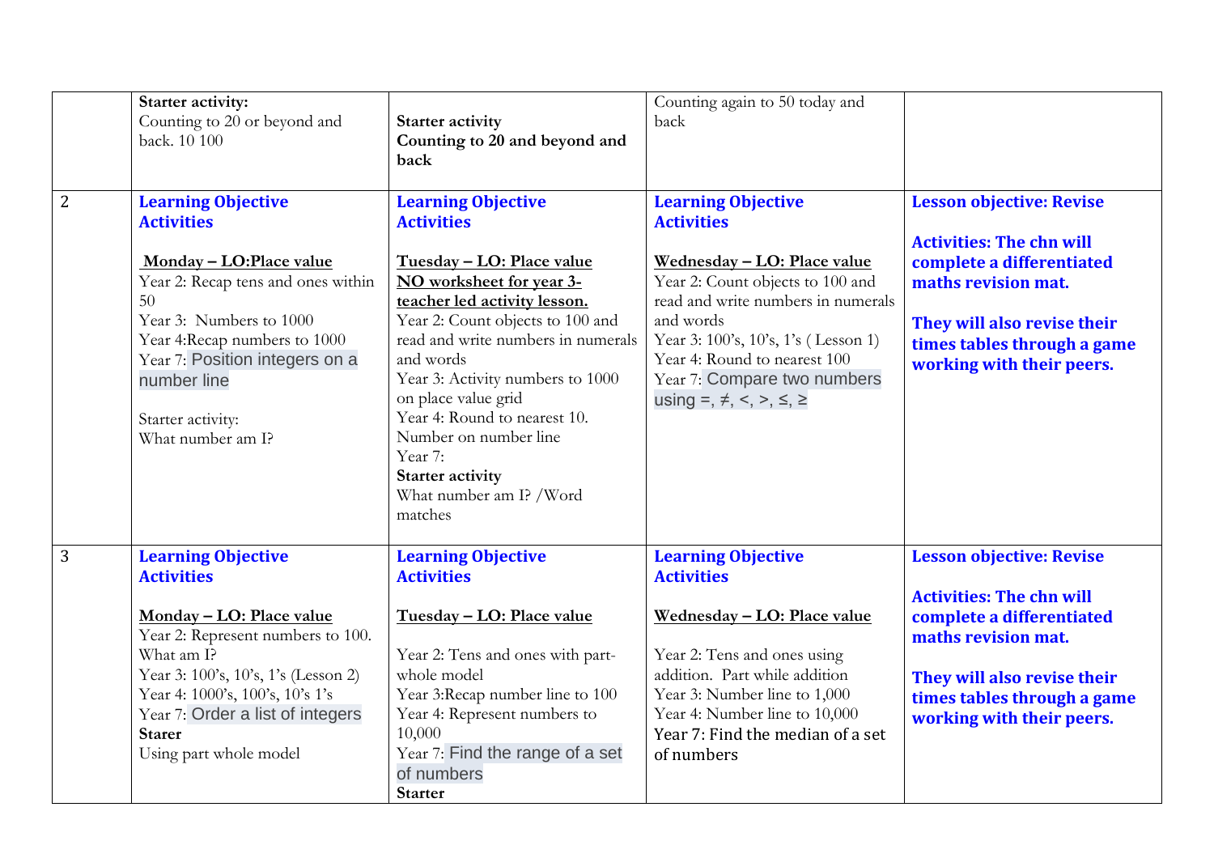| | | | | |
|---|---|---|---|---|
| | **Starter activity:**<br>Counting to 20 or beyond and back. 10 100 | **Starter activity**<br>**Counting to 20 and beyond and back** | Counting again to 50 today and back | |
| 2 | **Learning Objective**<br>**Activities**<br><br>**Monday – LO:Place value**<br>Year 2: Recap tens and ones within 50<br>Year 3: Numbers to 1000<br>Year 4:Recap numbers to 1000<br>Year 7: Position integers on a number line<br><br>Starter activity:<br>What number am I? | **Learning Objective**<br>**Activities**<br><br>**Tuesday – LO: Place value**<br>**NO worksheet for year 3- teacher led activity lesson.**<br>Year 2: Count objects to 100 and read and write numbers in numerals and words<br>Year 3: Activity numbers to 1000 on place value grid<br>Year 4: Round to nearest 10. Number on number line<br>Year 7:<br>**Starter activity**<br>What number am I? /Word matches | **Learning Objective**<br>**Activities**<br><br>**Wednesday – LO: Place value**<br>Year 2: Count objects to 100 and read and write numbers in numerals and words<br>Year 3: 100's, 10's, 1's ( Lesson 1)<br>Year 4: Round to nearest 100<br>Year 7: Compare two numbers using =, ≠, <, >, ≤, ≥ | **Lesson objective: Revise**<br><br>**Activities: The chn will complete a differentiated maths revision mat.**<br><br>**They will also revise their times tables through a game working with their peers.** |
| 3 | **Learning Objective**<br>**Activities**<br><br>**Monday – LO: Place value**<br>Year 2: Represent numbers to 100. What am I?<br>Year 3: 100's, 10's, 1's (Lesson 2)<br>Year 4: 1000's, 100's, 10's 1's<br>Year 7: Order a list of integers<br>**Starer**<br>Using part whole model | **Learning Objective**<br>**Activities**<br><br>**Tuesday – LO: Place value**<br><br>Year 2: Tens and ones with part-whole model<br>Year 3:Recap number line to 100<br>Year 4: Represent numbers to 10,000<br>Year 7: Find the range of a set of numbers<br>**Starter** | **Learning Objective**<br>**Activities**<br><br>**Wednesday – LO: Place value**<br><br>Year 2: Tens and ones using addition. Part while addition<br>Year 3: Number line to 1,000<br>Year 4: Number line to 10,000<br>Year 7: Find the median of a set of numbers | **Lesson objective: Revise**<br><br>**Activities: The chn will complete a differentiated maths revision mat.**<br><br>**They will also revise their times tables through a game working with their peers.** |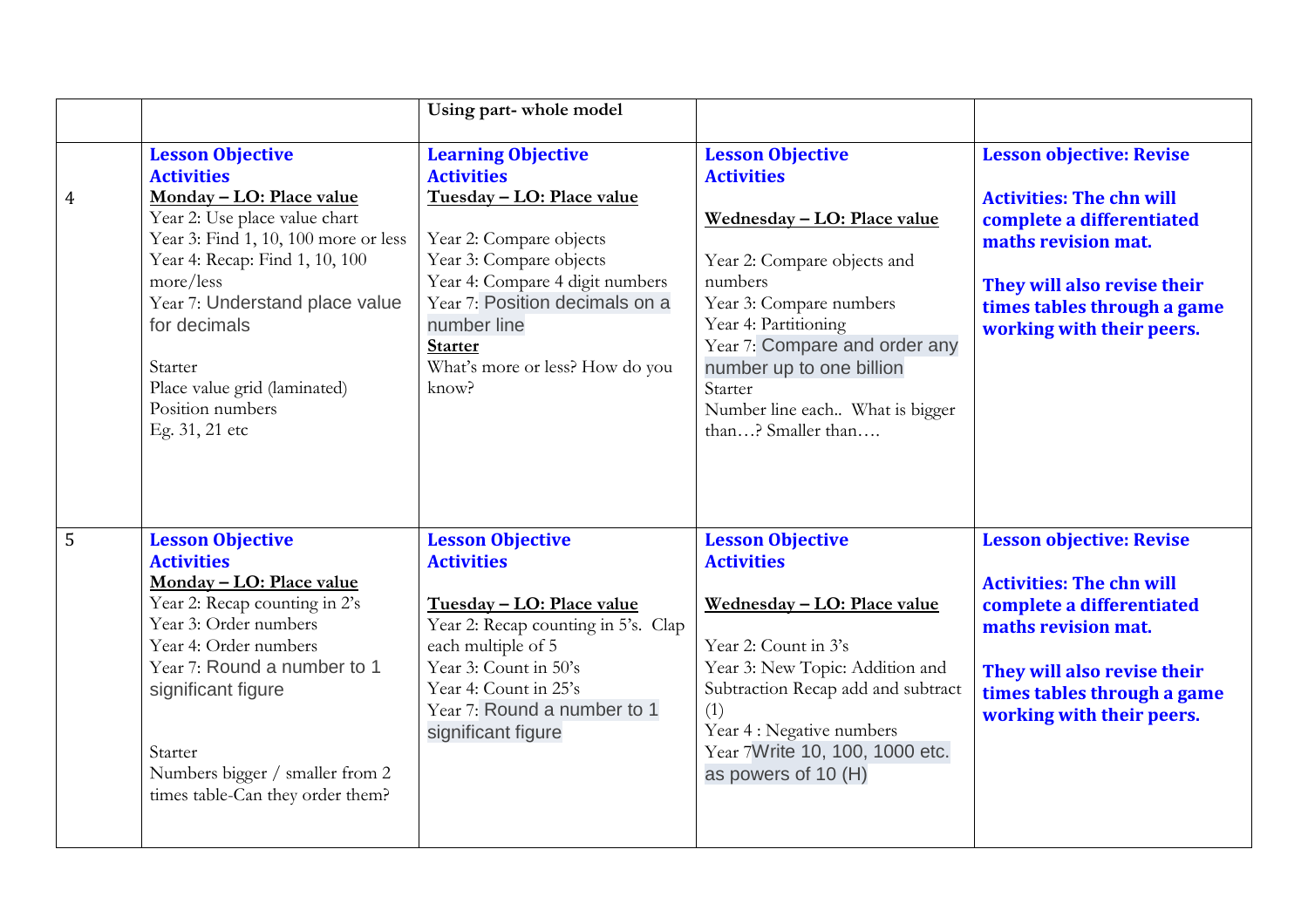| | | | | |
|---|---|---|---|---|
| | | **Using part- whole model** | | |
| 4 | **Lesson Objective**<br>**Activities**<br>**Monday – LO: Place value**<br>Year 2: Use place value chart<br>Year 3: Find 1, 10, 100 more or less<br>Year 4: Recap: Find 1, 10, 100 more/less<br>Year 7: Understand place value for decimals<br><br>Starter<br>Place value grid (laminated)<br>Position numbers<br>Eg. 31, 21 etc | **Learning Objective**<br>**Activities**<br>**Tuesday – LO: Place value**<br><br>Year 2: Compare objects<br>Year 3: Compare objects<br>Year 4: Compare 4 digit numbers<br>Year 7: Position decimals on a number line<br>**Starter**<br>What's more or less? How do you know? | **Lesson Objective**<br>**Activities**<br><br>**Wednesday – LO: Place value**<br><br>Year 2: Compare objects and numbers<br>Year 3: Compare numbers<br>Year 4: Partitioning<br>Year 7: Compare and order any number up to one billion<br>Starter<br>Number line each.. What is bigger than…? Smaller than…. | **Lesson objective: Revise**<br><br>**Activities: The chn will complete a differentiated maths revision mat.**<br><br>**They will also revise their times tables through a game working with their peers.** |
| 5 | **Lesson Objective**<br>**Activities**<br>**Monday – LO: Place value**<br>Year 2: Recap counting in 2's<br>Year 3: Order numbers<br>Year 4: Order numbers<br>Year 7: Round a number to 1 significant figure<br><br>Starter<br>Numbers bigger / smaller from 2 times table-Can they order them? | **Lesson Objective**<br>**Activities**<br><br>**Tuesday – LO: Place value**<br>Year 2: Recap counting in 5's. Clap each multiple of 5<br>Year 3: Count in 50's<br>Year 4: Count in 25's<br>Year 7: Round a number to 1 significant figure | **Lesson Objective**<br>**Activities**<br><br>**Wednesday – LO: Place value**<br><br>Year 2: Count in 3's<br>Year 3: New Topic: Addition and Subtraction Recap add and subtract (1)<br>Year 4 : Negative numbers<br>Year 7Write 10, 100, 1000 etc. as powers of 10 (H) | **Lesson objective: Revise**<br><br>**Activities: The chn will complete a differentiated maths revision mat.**<br><br>**They will also revise their times tables through a game working with their peers.** |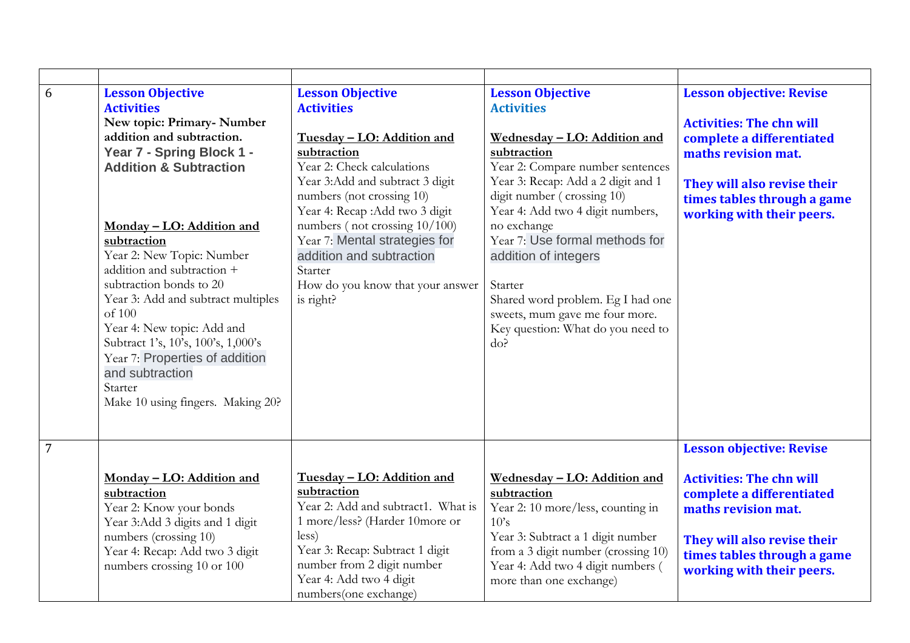| | | | | |
|---|---|---|---|---|
| 6 | **Lesson Objective**<br>**Activities**<br>**New topic: Primary- Number addition and subtraction.**<br>**Year 7 - Spring Block 1 - Addition & Subtraction**<br><br>**Monday – LO: Addition and subtraction**<br>Year 2: New Topic: Number addition and subtraction + subtraction bonds to 20<br>Year 3: Add and subtract multiples of 100<br>Year 4: New topic: Add and Subtract 1's, 10's, 100's, 1,000's<br>Year 7: Properties of addition and subtraction<br>Starter<br>Make 10 using fingers. Making 20? | **Lesson Objective**<br>**Activities**<br><br>**Tuesday – LO: Addition and subtraction**<br>Year 2: Check calculations<br>Year 3:Add and subtract 3 digit numbers (not crossing 10)<br>Year 4: Recap :Add two 3 digit numbers ( not crossing 10/100)<br>Year 7: Mental strategies for addition and subtraction<br>Starter<br>How do you know that your answer is right? | **Lesson Objective**<br>**Activities**<br><br>**Wednesday – LO: Addition and subtraction**<br>Year 2: Compare number sentences<br>Year 3: Recap: Add a 2 digit and 1 digit number ( crossing 10)<br>Year 4: Add two 4 digit numbers, no exchange<br>Year 7: Use formal methods for addition of integers<br><br>Starter<br>Shared word problem. Eg I had one sweets, mum gave me four more.<br>Key question: What do you need to do? | **Lesson objective: Revise**<br><br>**Activities: The chn will complete a differentiated maths revision mat.**<br><br>**They will also revise their times tables through a game working with their peers.** |
| 7 | **Monday – LO: Addition and subtraction**<br>Year 2: Know your bonds<br>Year 3:Add 3 digits and 1 digit numbers (crossing 10)<br>Year 4: Recap: Add two 3 digit numbers crossing 10 or 100 | **Tuesday – LO: Addition and subtraction**<br>Year 2: Add and subtract1. What is 1 more/less? (Harder 10more or less)<br>Year 3: Recap: Subtract 1 digit number from 2 digit number<br>Year 4: Add two 4 digit numbers(one exchange) | **Wednesday – LO: Addition and subtraction**<br>Year 2: 10 more/less, counting in 10's<br>Year 3: Subtract a 1 digit number from a 3 digit number (crossing 10)<br>Year 4: Add two 4 digit numbers ( more than one exchange) | **Lesson objective: Revise**<br><br>**Activities: The chn will complete a differentiated maths revision mat.**<br><br>**They will also revise their times tables through a game working with their peers.** |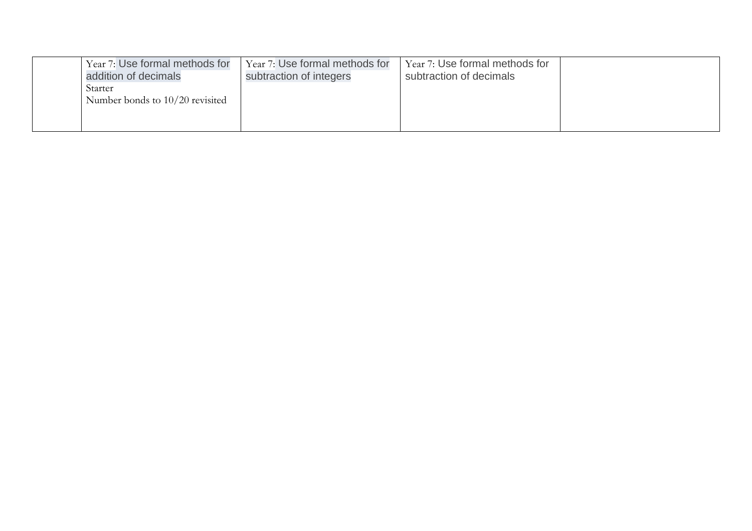| | | | | |
|---|---|---|---|---|
| | Year 7: Use formal methods for addition of decimals<br>Starter<br>Number bonds to 10/20 revisited | Year 7: Use formal methods for subtraction of integers | Year 7: Use formal methods for subtraction of decimals | |